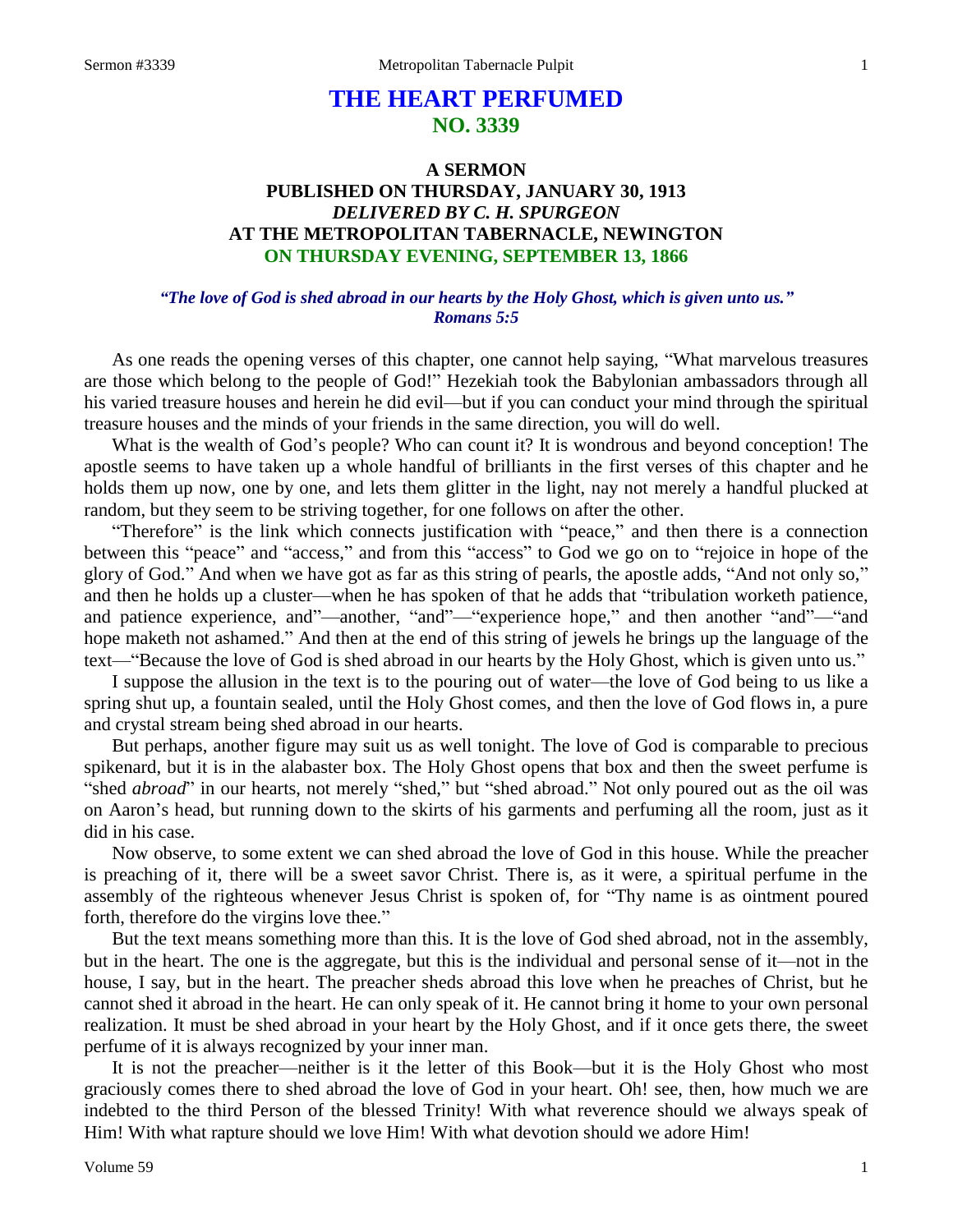# THE HEART PERFUMED
## NO. 3339

### A SERMON
### PUBLISHED ON THURSDAY, JANUARY 30, 1913
### *DELIVERED BY C. H. SPURGEON*
### AT THE METROPOLITAN TABERNACLE, NEWINGTON
### ON THURSDAY EVENING, SEPTEMBER 13, 1866

***"The love of God is shed abroad in our hearts by the Holy Ghost, which is given unto us." Romans 5:5***

As one reads the opening verses of this chapter, one cannot help saying, "What marvelous treasures are those which belong to the people of God!" Hezekiah took the Babylonian ambassadors through all his varied treasure houses and herein he did evil—but if you can conduct your mind through the spiritual treasure houses and the minds of your friends in the same direction, you will do well.

What is the wealth of God's people? Who can count it? It is wondrous and beyond conception! The apostle seems to have taken up a whole handful of brilliants in the first verses of this chapter and he holds them up now, one by one, and lets them glitter in the light, nay not merely a handful plucked at random, but they seem to be striving together, for one follows on after the other.

"Therefore" is the link which connects justification with "peace," and then there is a connection between this "peace" and "access," and from this "access" to God we go on to "rejoice in hope of the glory of God." And when we have got as far as this string of pearls, the apostle adds, "And not only so," and then he holds up a cluster—when he has spoken of that he adds that "tribulation worketh patience, and patience experience, and"—another, "and"—"experience hope," and then another "and"—"and hope maketh not ashamed." And then at the end of this string of jewels he brings up the language of the text—"Because the love of God is shed abroad in our hearts by the Holy Ghost, which is given unto us."

I suppose the allusion in the text is to the pouring out of water—the love of God being to us like a spring shut up, a fountain sealed, until the Holy Ghost comes, and then the love of God flows in, a pure and crystal stream being shed abroad in our hearts.

But perhaps, another figure may suit us as well tonight. The love of God is comparable to precious spikenard, but it is in the alabaster box. The Holy Ghost opens that box and then the sweet perfume is "shed *abroad*" in our hearts, not merely "shed," but "shed abroad." Not only poured out as the oil was on Aaron's head, but running down to the skirts of his garments and perfuming all the room, just as it did in his case.

Now observe, to some extent we can shed abroad the love of God in this house. While the preacher is preaching of it, there will be a sweet savor Christ. There is, as it were, a spiritual perfume in the assembly of the righteous whenever Jesus Christ is spoken of, for "Thy name is as ointment poured forth, therefore do the virgins love thee."

But the text means something more than this. It is the love of God shed abroad, not in the assembly, but in the heart. The one is the aggregate, but this is the individual and personal sense of it—not in the house, I say, but in the heart. The preacher sheds abroad this love when he preaches of Christ, but he cannot shed it abroad in the heart. He can only speak of it. He cannot bring it home to your own personal realization. It must be shed abroad in your heart by the Holy Ghost, and if it once gets there, the sweet perfume of it is always recognized by your inner man.

It is not the preacher—neither is it the letter of this Book—but it is the Holy Ghost who most graciously comes there to shed abroad the love of God in your heart. Oh! see, then, how much we are indebted to the third Person of the blessed Trinity! With what reverence should we always speak of Him! With what rapture should we love Him! With what devotion should we adore Him!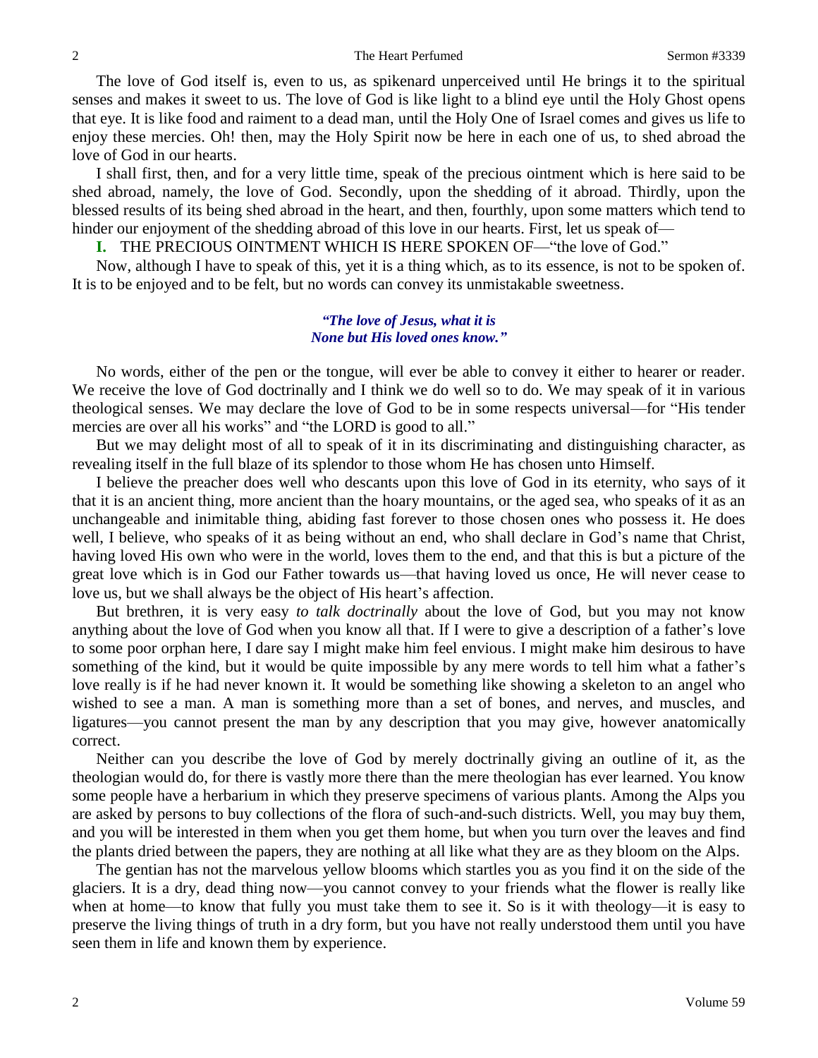The love of God itself is, even to us, as spikenard unperceived until He brings it to the spiritual senses and makes it sweet to us. The love of God is like light to a blind eye until the Holy Ghost opens that eye. It is like food and raiment to a dead man, until the Holy One of Israel comes and gives us life to enjoy these mercies. Oh! then, may the Holy Spirit now be here in each one of us, to shed abroad the love of God in our hearts.

I shall first, then, and for a very little time, speak of the precious ointment which is here said to be shed abroad, namely, the love of God. Secondly, upon the shedding of it abroad. Thirdly, upon the blessed results of its being shed abroad in the heart, and then, fourthly, upon some matters which tend to hinder our enjoyment of the shedding abroad of this love in our hearts. First, let us speak of—

**I.** THE PRECIOUS OINTMENT WHICH IS HERE SPOKEN OF—"the love of God."

Now, although I have to speak of this, yet it is a thing which, as to its essence, is not to be spoken of. It is to be enjoyed and to be felt, but no words can convey its unmistakable sweetness.

> ***"The love of Jesus, what it is***
> ***None but His loved ones know."***

No words, either of the pen or the tongue, will ever be able to convey it either to hearer or reader. We receive the love of God doctrinally and I think we do well so to do. We may speak of it in various theological senses. We may declare the love of God to be in some respects universal—for "His tender mercies are over all his works" and "the LORD is good to all."

But we may delight most of all to speak of it in its discriminating and distinguishing character, as revealing itself in the full blaze of its splendor to those whom He has chosen unto Himself.

I believe the preacher does well who descants upon this love of God in its eternity, who says of it that it is an ancient thing, more ancient than the hoary mountains, or the aged sea, who speaks of it as an unchangeable and inimitable thing, abiding fast forever to those chosen ones who possess it. He does well, I believe, who speaks of it as being without an end, who shall declare in God's name that Christ, having loved His own who were in the world, loves them to the end, and that this is but a picture of the great love which is in God our Father towards us—that having loved us once, He will never cease to love us, but we shall always be the object of His heart's affection.

But brethren, it is very easy *to talk doctrinally* about the love of God, but you may not know anything about the love of God when you know all that. If I were to give a description of a father's love to some poor orphan here, I dare say I might make him feel envious. I might make him desirous to have something of the kind, but it would be quite impossible by any mere words to tell him what a father's love really is if he had never known it. It would be something like showing a skeleton to an angel who wished to see a man. A man is something more than a set of bones, and nerves, and muscles, and ligatures—you cannot present the man by any description that you may give, however anatomically correct.

Neither can you describe the love of God by merely doctrinally giving an outline of it, as the theologian would do, for there is vastly more there than the mere theologian has ever learned. You know some people have a herbarium in which they preserve specimens of various plants. Among the Alps you are asked by persons to buy collections of the flora of such-and-such districts. Well, you may buy them, and you will be interested in them when you get them home, but when you turn over the leaves and find the plants dried between the papers, they are nothing at all like what they are as they bloom on the Alps.

The gentian has not the marvelous yellow blooms which startles you as you find it on the side of the glaciers. It is a dry, dead thing now—you cannot convey to your friends what the flower is really like when at home—to know that fully you must take them to see it. So is it with theology—it is easy to preserve the living things of truth in a dry form, but you have not really understood them until you have seen them in life and known them by experience.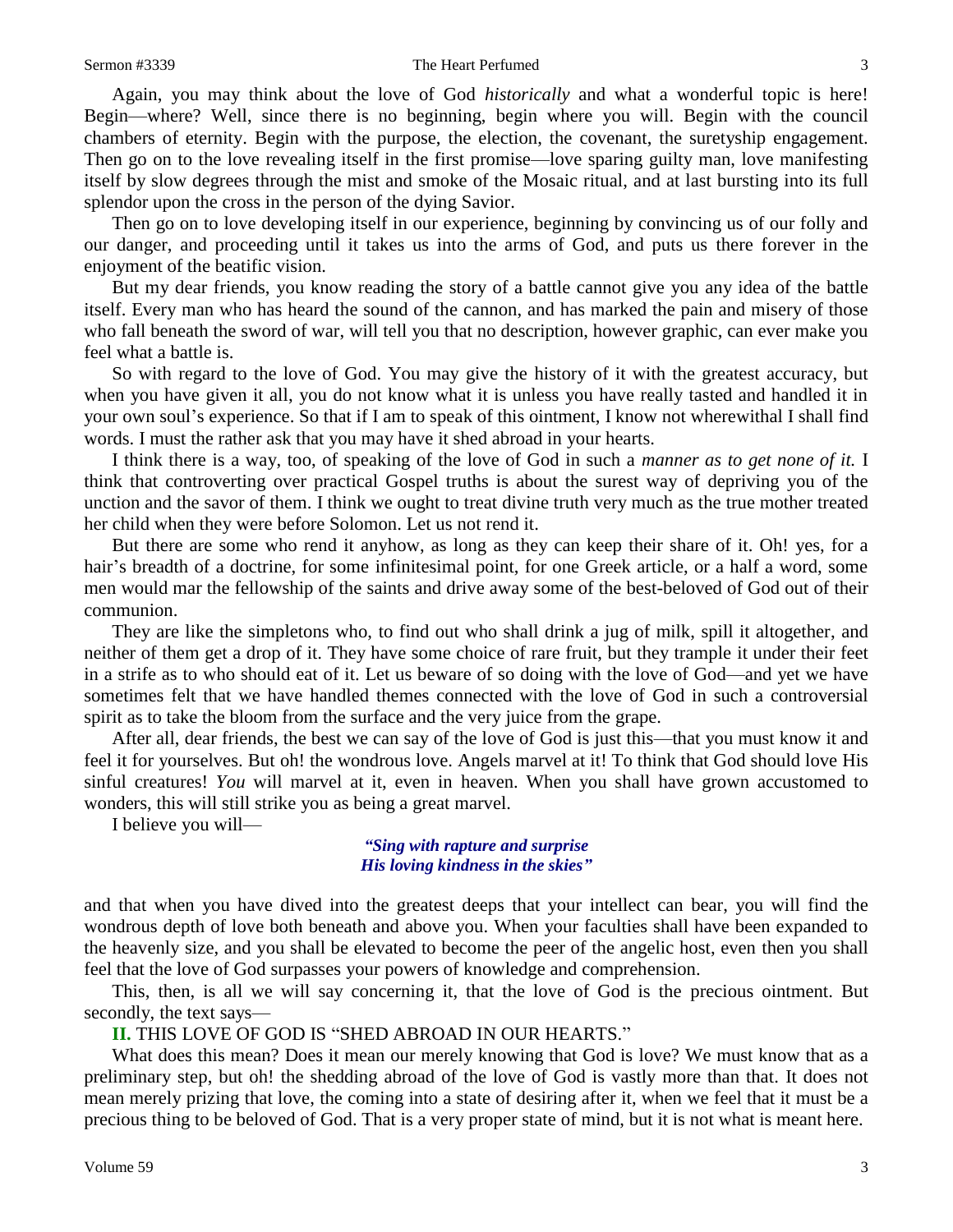Again, you may think about the love of God *historically* and what a wonderful topic is here! Begin—where? Well, since there is no beginning, begin where you will. Begin with the council chambers of eternity. Begin with the purpose, the election, the covenant, the suretyship engagement. Then go on to the love revealing itself in the first promise—love sparing guilty man, love manifesting itself by slow degrees through the mist and smoke of the Mosaic ritual, and at last bursting into its full splendor upon the cross in the person of the dying Savior.

Then go on to love developing itself in our experience, beginning by convincing us of our folly and our danger, and proceeding until it takes us into the arms of God, and puts us there forever in the enjoyment of the beatific vision.

But my dear friends, you know reading the story of a battle cannot give you any idea of the battle itself. Every man who has heard the sound of the cannon, and has marked the pain and misery of those who fall beneath the sword of war, will tell you that no description, however graphic, can ever make you feel what a battle is.

So with regard to the love of God. You may give the history of it with the greatest accuracy, but when you have given it all, you do not know what it is unless you have really tasted and handled it in your own soul's experience. So that if I am to speak of this ointment, I know not wherewithal I shall find words. I must the rather ask that you may have it shed abroad in your hearts.

I think there is a way, too, of speaking of the love of God in such a *manner as to get none of it.* I think that controverting over practical Gospel truths is about the surest way of depriving you of the unction and the savor of them. I think we ought to treat divine truth very much as the true mother treated her child when they were before Solomon. Let us not rend it.

But there are some who rend it anyhow, as long as they can keep their share of it. Oh! yes, for a hair's breadth of a doctrine, for some infinitesimal point, for one Greek article, or a half a word, some men would mar the fellowship of the saints and drive away some of the best-beloved of God out of their communion.

They are like the simpletons who, to find out who shall drink a jug of milk, spill it altogether, and neither of them get a drop of it. They have some choice of rare fruit, but they trample it under their feet in a strife as to who should eat of it. Let us beware of so doing with the love of God—and yet we have sometimes felt that we have handled themes connected with the love of God in such a controversial spirit as to take the bloom from the surface and the very juice from the grape.

After all, dear friends, the best we can say of the love of God is just this—that you must know it and feel it for yourselves. But oh! the wondrous love. Angels marvel at it! To think that God should love His sinful creatures! *You* will marvel at it, even in heaven. When you shall have grown accustomed to wonders, this will still strike you as being a great marvel.

I believe you will—

> ***"Sing with rapture and surprise***
> ***His loving kindness in the skies"***

and that when you have dived into the greatest deeps that your intellect can bear, you will find the wondrous depth of love both beneath and above you. When your faculties shall have been expanded to the heavenly size, and you shall be elevated to become the peer of the angelic host, even then you shall feel that the love of God surpasses your powers of knowledge and comprehension.

This, then, is all we will say concerning it, that the love of God is the precious ointment. But secondly, the text says—

**II.** THIS LOVE OF GOD IS "SHED ABROAD IN OUR HEARTS."

What does this mean? Does it mean our merely knowing that God is love? We must know that as a preliminary step, but oh! the shedding abroad of the love of God is vastly more than that. It does not mean merely prizing that love, the coming into a state of desiring after it, when we feel that it must be a precious thing to be beloved of God. That is a very proper state of mind, but it is not what is meant here.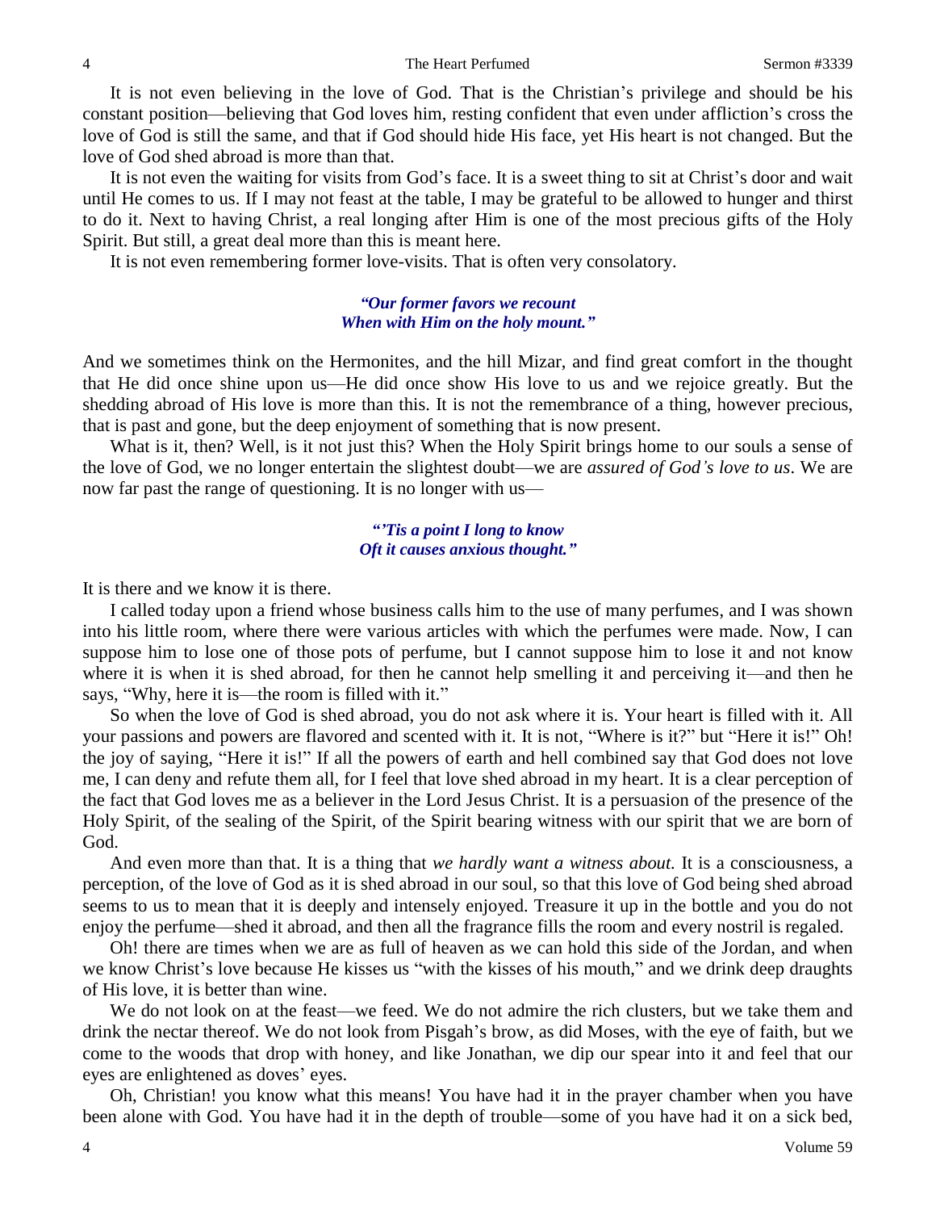It is not even believing in the love of God. That is the Christian's privilege and should be his constant position—believing that God loves him, resting confident that even under affliction's cross the love of God is still the same, and that if God should hide His face, yet His heart is not changed. But the love of God shed abroad is more than that.

It is not even the waiting for visits from God's face. It is a sweet thing to sit at Christ's door and wait until He comes to us. If I may not feast at the table, I may be grateful to be allowed to hunger and thirst to do it. Next to having Christ, a real longing after Him is one of the most precious gifts of the Holy Spirit. But still, a great deal more than this is meant here.

It is not even remembering former love-visits. That is often very consolatory.

> ***"Our former favors we recount***
> ***When with Him on the holy mount."***

And we sometimes think on the Hermonites, and the hill Mizar, and find great comfort in the thought that He did once shine upon us—He did once show His love to us and we rejoice greatly. But the shedding abroad of His love is more than this. It is not the remembrance of a thing, however precious, that is past and gone, but the deep enjoyment of something that is now present.

What is it, then? Well, is it not just this? When the Holy Spirit brings home to our souls a sense of the love of God, we no longer entertain the slightest doubt—we are *assured of God's love to us*. We are now far past the range of questioning. It is no longer with us—

> ***"'Tis a point I long to know***
> ***Oft it causes anxious thought."***

It is there and we know it is there.

I called today upon a friend whose business calls him to the use of many perfumes, and I was shown into his little room, where there were various articles with which the perfumes were made. Now, I can suppose him to lose one of those pots of perfume, but I cannot suppose him to lose it and not know where it is when it is shed abroad, for then he cannot help smelling it and perceiving it—and then he says, "Why, here it is—the room is filled with it."

So when the love of God is shed abroad, you do not ask where it is. Your heart is filled with it. All your passions and powers are flavored and scented with it. It is not, "Where is it?" but "Here it is!" Oh! the joy of saying, "Here it is!" If all the powers of earth and hell combined say that God does not love me, I can deny and refute them all, for I feel that love shed abroad in my heart. It is a clear perception of the fact that God loves me as a believer in the Lord Jesus Christ. It is a persuasion of the presence of the Holy Spirit, of the sealing of the Spirit, of the Spirit bearing witness with our spirit that we are born of God.

And even more than that. It is a thing that *we hardly want a witness about*. It is a consciousness, a perception, of the love of God as it is shed abroad in our soul, so that this love of God being shed abroad seems to us to mean that it is deeply and intensely enjoyed. Treasure it up in the bottle and you do not enjoy the perfume—shed it abroad, and then all the fragrance fills the room and every nostril is regaled.

Oh! there are times when we are as full of heaven as we can hold this side of the Jordan, and when we know Christ's love because He kisses us "with the kisses of his mouth," and we drink deep draughts of His love, it is better than wine.

We do not look on at the feast—we feed. We do not admire the rich clusters, but we take them and drink the nectar thereof. We do not look from Pisgah's brow, as did Moses, with the eye of faith, but we come to the woods that drop with honey, and like Jonathan, we dip our spear into it and feel that our eyes are enlightened as doves' eyes.

Oh, Christian! you know what this means! You have had it in the prayer chamber when you have been alone with God. You have had it in the depth of trouble—some of you have had it on a sick bed,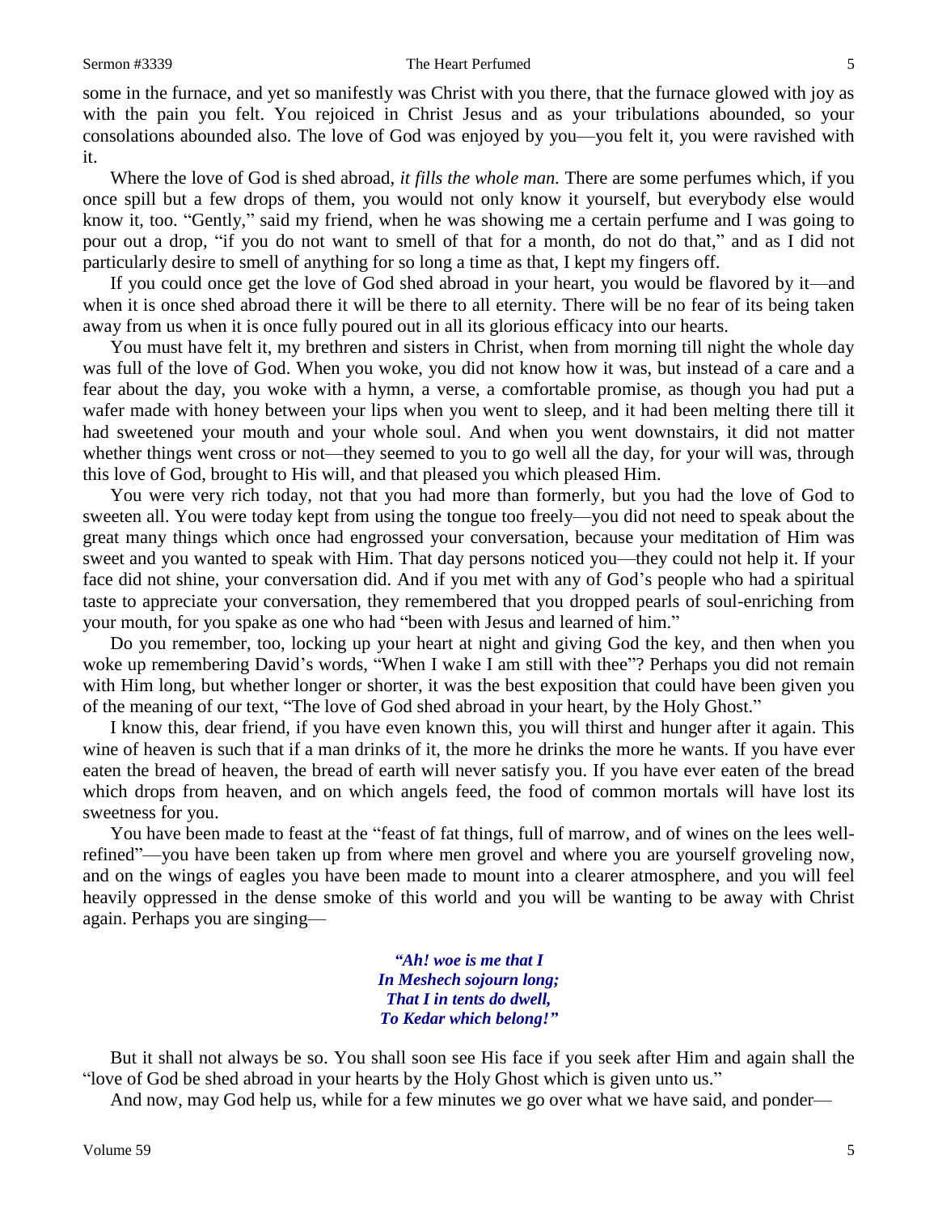some in the furnace, and yet so manifestly was Christ with you there, that the furnace glowed with joy as with the pain you felt. You rejoiced in Christ Jesus and as your tribulations abounded, so your consolations abounded also. The love of God was enjoyed by you—you felt it, you were ravished with it.

Where the love of God is shed abroad, *it fills the whole man.* There are some perfumes which, if you once spill but a few drops of them, you would not only know it yourself, but everybody else would know it, too. "Gently," said my friend, when he was showing me a certain perfume and I was going to pour out a drop, "if you do not want to smell of that for a month, do not do that," and as I did not particularly desire to smell of anything for so long a time as that, I kept my fingers off.

If you could once get the love of God shed abroad in your heart, you would be flavored by it—and when it is once shed abroad there it will be there to all eternity. There will be no fear of its being taken away from us when it is once fully poured out in all its glorious efficacy into our hearts.

You must have felt it, my brethren and sisters in Christ, when from morning till night the whole day was full of the love of God. When you woke, you did not know how it was, but instead of a care and a fear about the day, you woke with a hymn, a verse, a comfortable promise, as though you had put a wafer made with honey between your lips when you went to sleep, and it had been melting there till it had sweetened your mouth and your whole soul. And when you went downstairs, it did not matter whether things went cross or not—they seemed to you to go well all the day, for your will was, through this love of God, brought to His will, and that pleased you which pleased Him.

You were very rich today, not that you had more than formerly, but you had the love of God to sweeten all. You were today kept from using the tongue too freely—you did not need to speak about the great many things which once had engrossed your conversation, because your meditation of Him was sweet and you wanted to speak with Him. That day persons noticed you—they could not help it. If your face did not shine, your conversation did. And if you met with any of God's people who had a spiritual taste to appreciate your conversation, they remembered that you dropped pearls of soul-enriching from your mouth, for you spake as one who had "been with Jesus and learned of him."

Do you remember, too, locking up your heart at night and giving God the key, and then when you woke up remembering David's words, "When I wake I am still with thee"? Perhaps you did not remain with Him long, but whether longer or shorter, it was the best exposition that could have been given you of the meaning of our text, "The love of God shed abroad in your heart, by the Holy Ghost."

I know this, dear friend, if you have even known this, you will thirst and hunger after it again. This wine of heaven is such that if a man drinks of it, the more he drinks the more he wants. If you have ever eaten the bread of heaven, the bread of earth will never satisfy you. If you have ever eaten of the bread which drops from heaven, and on which angels feed, the food of common mortals will have lost its sweetness for you.

You have been made to feast at the "feast of fat things, full of marrow, and of wines on the lees well-refined"—you have been taken up from where men grovel and where you are yourself groveling now, and on the wings of eagles you have been made to mount into a clearer atmosphere, and you will feel heavily oppressed in the dense smoke of this world and you will be wanting to be away with Christ again. Perhaps you are singing—

> *"Ah! woe is me that I*
> *In Meshech sojourn long;*
> *That I in tents do dwell,*
> *To Kedar which belong!"*

But it shall not always be so. You shall soon see His face if you seek after Him and again shall the "love of God be shed abroad in your hearts by the Holy Ghost which is given unto us."

And now, may God help us, while for a few minutes we go over what we have said, and ponder—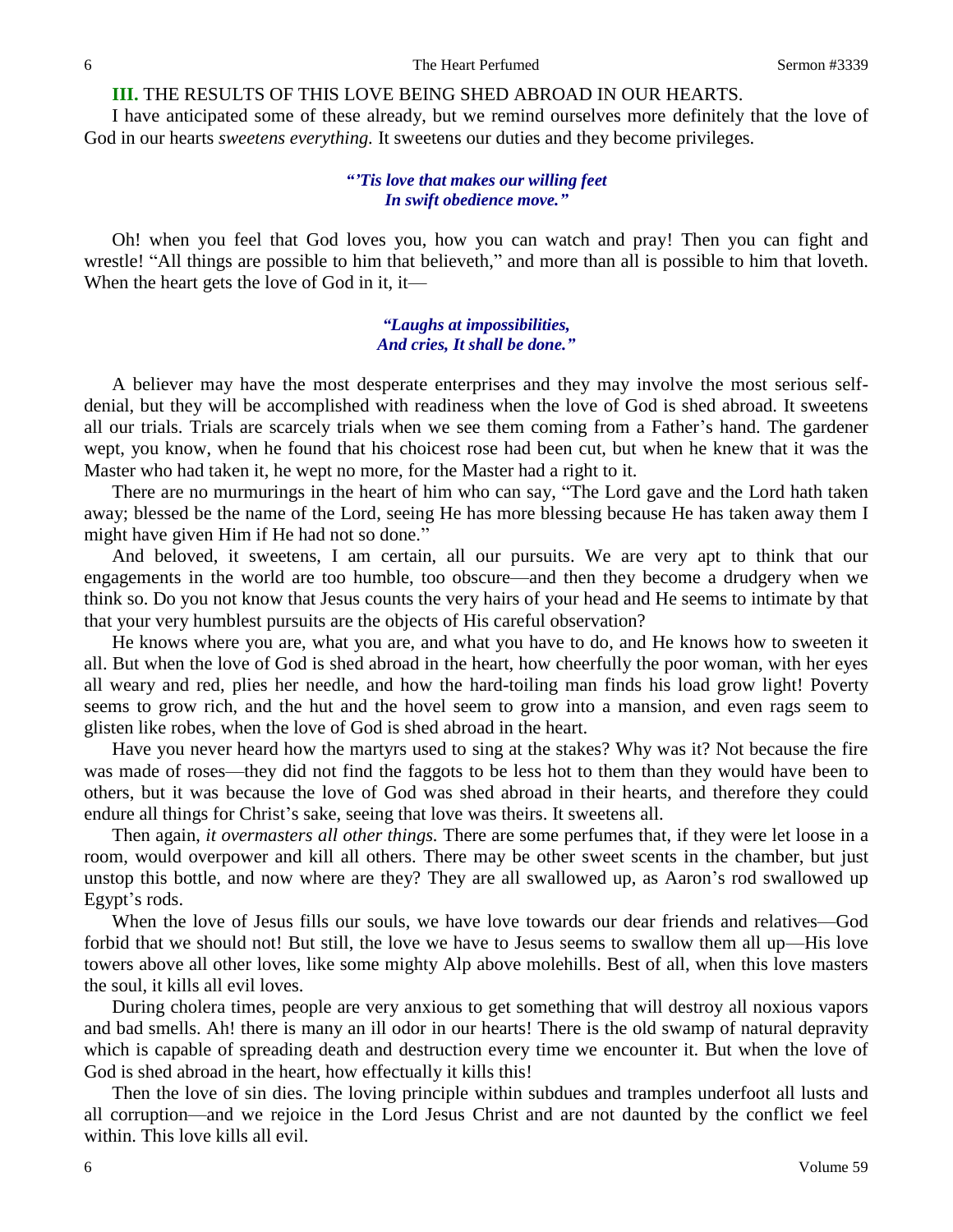**III.** THE RESULTS OF THIS LOVE BEING SHED ABROAD IN OUR HEARTS.

I have anticipated some of these already, but we remind ourselves more definitely that the love of God in our hearts *sweetens everything.* It sweetens our duties and they become privileges.

> ***"'Tis love that makes our willing feet***
> ***In swift obedience move."***

Oh! when you feel that God loves you, how you can watch and pray! Then you can fight and wrestle! "All things are possible to him that believeth," and more than all is possible to him that loveth. When the heart gets the love of God in it, it—

> ***"Laughs at impossibilities,***
> ***And cries, It shall be done."***

A believer may have the most desperate enterprises and they may involve the most serious self-denial, but they will be accomplished with readiness when the love of God is shed abroad. It sweetens all our trials. Trials are scarcely trials when we see them coming from a Father's hand. The gardener wept, you know, when he found that his choicest rose had been cut, but when he knew that it was the Master who had taken it, he wept no more, for the Master had a right to it.

There are no murmurings in the heart of him who can say, "The Lord gave and the Lord hath taken away; blessed be the name of the Lord, seeing He has more blessing because He has taken away them I might have given Him if He had not so done."

And beloved, it sweetens, I am certain, all our pursuits. We are very apt to think that our engagements in the world are too humble, too obscure—and then they become a drudgery when we think so. Do you not know that Jesus counts the very hairs of your head and He seems to intimate by that that your very humblest pursuits are the objects of His careful observation?

He knows where you are, what you are, and what you have to do, and He knows how to sweeten it all. But when the love of God is shed abroad in the heart, how cheerfully the poor woman, with her eyes all weary and red, plies her needle, and how the hard-toiling man finds his load grow light! Poverty seems to grow rich, and the hut and the hovel seem to grow into a mansion, and even rags seem to glisten like robes, when the love of God is shed abroad in the heart.

Have you never heard how the martyrs used to sing at the stakes? Why was it? Not because the fire was made of roses—they did not find the faggots to be less hot to them than they would have been to others, but it was because the love of God was shed abroad in their hearts, and therefore they could endure all things for Christ's sake, seeing that love was theirs. It sweetens all.

Then again, *it overmasters all other things.* There are some perfumes that, if they were let loose in a room, would overpower and kill all others. There may be other sweet scents in the chamber, but just unstop this bottle, and now where are they? They are all swallowed up, as Aaron's rod swallowed up Egypt's rods.

When the love of Jesus fills our souls, we have love towards our dear friends and relatives—God forbid that we should not! But still, the love we have to Jesus seems to swallow them all up—His love towers above all other loves, like some mighty Alp above molehills. Best of all, when this love masters the soul, it kills all evil loves.

During cholera times, people are very anxious to get something that will destroy all noxious vapors and bad smells. Ah! there is many an ill odor in our hearts! There is the old swamp of natural depravity which is capable of spreading death and destruction every time we encounter it. But when the love of God is shed abroad in the heart, how effectually it kills this!

Then the love of sin dies. The loving principle within subdues and tramples underfoot all lusts and all corruption—and we rejoice in the Lord Jesus Christ and are not daunted by the conflict we feel within. This love kills all evil.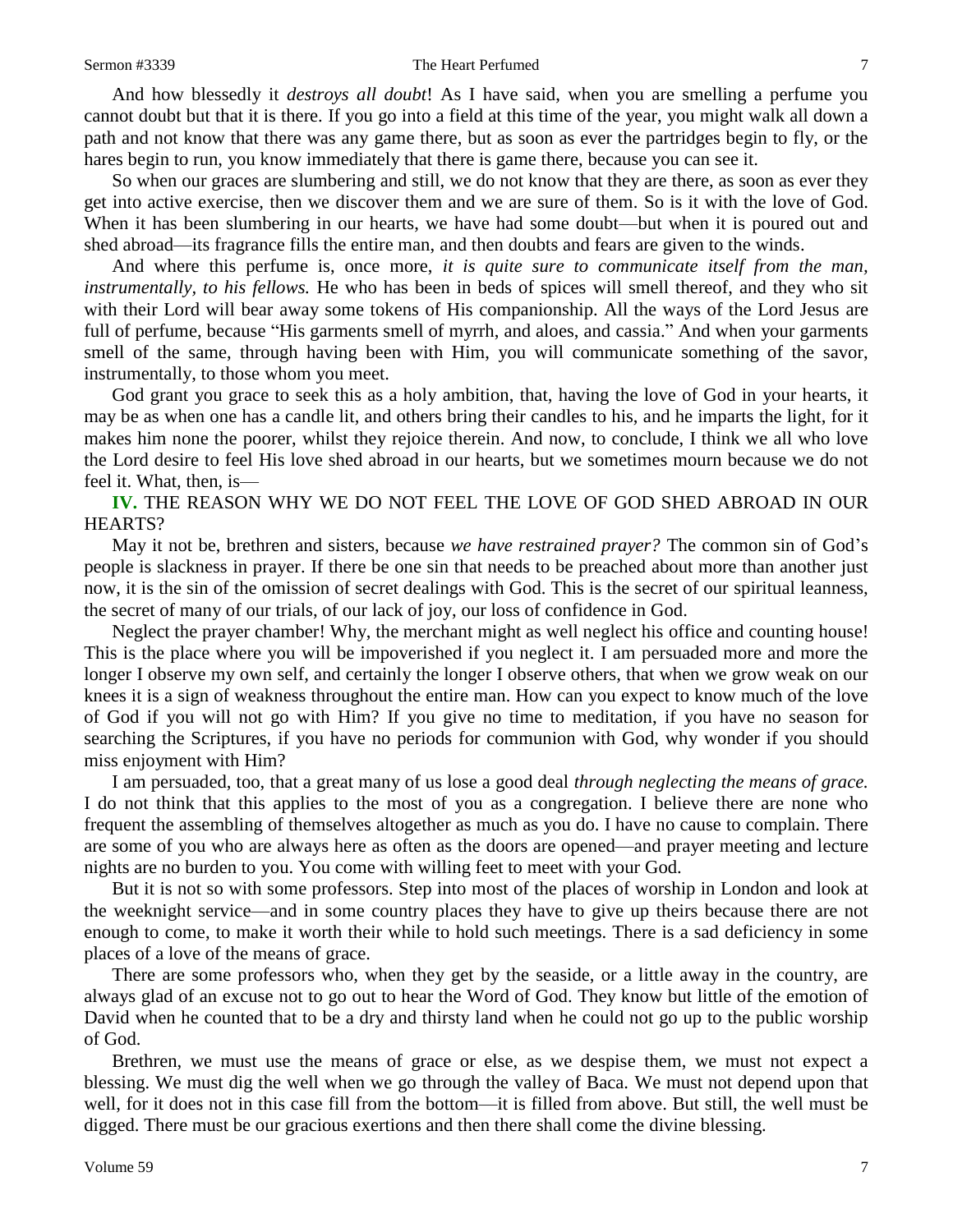And how blessedly it *destroys all doubt*! As I have said, when you are smelling a perfume you cannot doubt but that it is there. If you go into a field at this time of the year, you might walk all down a path and not know that there was any game there, but as soon as ever the partridges begin to fly, or the hares begin to run, you know immediately that there is game there, because you can see it.

So when our graces are slumbering and still, we do not know that they are there, as soon as ever they get into active exercise, then we discover them and we are sure of them. So is it with the love of God. When it has been slumbering in our hearts, we have had some doubt—but when it is poured out and shed abroad—its fragrance fills the entire man, and then doubts and fears are given to the winds.

And where this perfume is, once more, *it is quite sure to communicate itself from the man, instrumentally, to his fellows.* He who has been in beds of spices will smell thereof, and they who sit with their Lord will bear away some tokens of His companionship. All the ways of the Lord Jesus are full of perfume, because "His garments smell of myrrh, and aloes, and cassia." And when your garments smell of the same, through having been with Him, you will communicate something of the savor, instrumentally, to those whom you meet.

God grant you grace to seek this as a holy ambition, that, having the love of God in your hearts, it may be as when one has a candle lit, and others bring their candles to his, and he imparts the light, for it makes him none the poorer, whilst they rejoice therein. And now, to conclude, I think we all who love the Lord desire to feel His love shed abroad in our hearts, but we sometimes mourn because we do not feel it. What, then, is—

**IV.** THE REASON WHY WE DO NOT FEEL THE LOVE OF GOD SHED ABROAD IN OUR HEARTS?

May it not be, brethren and sisters, because *we have restrained prayer?* The common sin of God's people is slackness in prayer. If there be one sin that needs to be preached about more than another just now, it is the sin of the omission of secret dealings with God. This is the secret of our spiritual leanness, the secret of many of our trials, of our lack of joy, our loss of confidence in God.

Neglect the prayer chamber! Why, the merchant might as well neglect his office and counting house! This is the place where you will be impoverished if you neglect it. I am persuaded more and more the longer I observe my own self, and certainly the longer I observe others, that when we grow weak on our knees it is a sign of weakness throughout the entire man. How can you expect to know much of the love of God if you will not go with Him? If you give no time to meditation, if you have no season for searching the Scriptures, if you have no periods for communion with God, why wonder if you should miss enjoyment with Him?

I am persuaded, too, that a great many of us lose a good deal *through neglecting the means of grace.* I do not think that this applies to the most of you as a congregation. I believe there are none who frequent the assembling of themselves altogether as much as you do. I have no cause to complain. There are some of you who are always here as often as the doors are opened—and prayer meeting and lecture nights are no burden to you. You come with willing feet to meet with your God.

But it is not so with some professors. Step into most of the places of worship in London and look at the weeknight service—and in some country places they have to give up theirs because there are not enough to come, to make it worth their while to hold such meetings. There is a sad deficiency in some places of a love of the means of grace.

There are some professors who, when they get by the seaside, or a little away in the country, are always glad of an excuse not to go out to hear the Word of God. They know but little of the emotion of David when he counted that to be a dry and thirsty land when he could not go up to the public worship of God.

Brethren, we must use the means of grace or else, as we despise them, we must not expect a blessing. We must dig the well when we go through the valley of Baca. We must not depend upon that well, for it does not in this case fill from the bottom—it is filled from above. But still, the well must be digged. There must be our gracious exertions and then there shall come the divine blessing.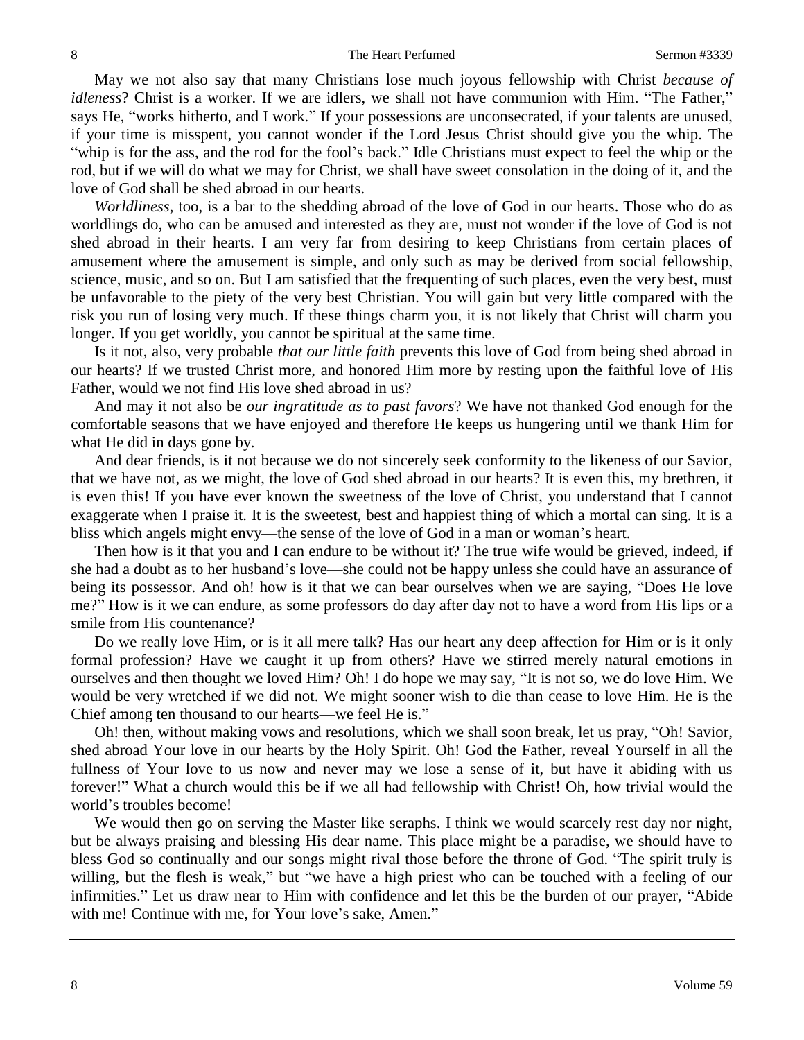May we not also say that many Christians lose much joyous fellowship with Christ *because of idleness*? Christ is a worker. If we are idlers, we shall not have communion with Him. "The Father," says He, "works hitherto, and I work." If your possessions are unconsecrated, if your talents are unused, if your time is misspent, you cannot wonder if the Lord Jesus Christ should give you the whip. The "whip is for the ass, and the rod for the fool's back." Idle Christians must expect to feel the whip or the rod, but if we will do what we may for Christ, we shall have sweet consolation in the doing of it, and the love of God shall be shed abroad in our hearts.

*Worldliness,* too, is a bar to the shedding abroad of the love of God in our hearts. Those who do as worldlings do, who can be amused and interested as they are, must not wonder if the love of God is not shed abroad in their hearts. I am very far from desiring to keep Christians from certain places of amusement where the amusement is simple, and only such as may be derived from social fellowship, science, music, and so on. But I am satisfied that the frequenting of such places, even the very best, must be unfavorable to the piety of the very best Christian. You will gain but very little compared with the risk you run of losing very much. If these things charm you, it is not likely that Christ will charm you longer. If you get worldly, you cannot be spiritual at the same time.

Is it not, also, very probable *that our little faith* prevents this love of God from being shed abroad in our hearts? If we trusted Christ more, and honored Him more by resting upon the faithful love of His Father, would we not find His love shed abroad in us?

And may it not also be *our ingratitude as to past favors*? We have not thanked God enough for the comfortable seasons that we have enjoyed and therefore He keeps us hungering until we thank Him for what He did in days gone by.

And dear friends, is it not because we do not sincerely seek conformity to the likeness of our Savior, that we have not, as we might, the love of God shed abroad in our hearts? It is even this, my brethren, it is even this! If you have ever known the sweetness of the love of Christ, you understand that I cannot exaggerate when I praise it. It is the sweetest, best and happiest thing of which a mortal can sing. It is a bliss which angels might envy—the sense of the love of God in a man or woman's heart.

Then how is it that you and I can endure to be without it? The true wife would be grieved, indeed, if she had a doubt as to her husband's love—she could not be happy unless she could have an assurance of being its possessor. And oh! how is it that we can bear ourselves when we are saying, "Does He love me?" How is it we can endure, as some professors do day after day not to have a word from His lips or a smile from His countenance?

Do we really love Him, or is it all mere talk? Has our heart any deep affection for Him or is it only formal profession? Have we caught it up from others? Have we stirred merely natural emotions in ourselves and then thought we loved Him? Oh! I do hope we may say, "It is not so, we do love Him. We would be very wretched if we did not. We might sooner wish to die than cease to love Him. He is the Chief among ten thousand to our hearts—we feel He is."

Oh! then, without making vows and resolutions, which we shall soon break, let us pray, "Oh! Savior, shed abroad Your love in our hearts by the Holy Spirit. Oh! God the Father, reveal Yourself in all the fullness of Your love to us now and never may we lose a sense of it, but have it abiding with us forever!" What a church would this be if we all had fellowship with Christ! Oh, how trivial would the world's troubles become!

We would then go on serving the Master like seraphs. I think we would scarcely rest day nor night, but be always praising and blessing His dear name. This place might be a paradise, we should have to bless God so continually and our songs might rival those before the throne of God. "The spirit truly is willing, but the flesh is weak," but "we have a high priest who can be touched with a feeling of our infirmities." Let us draw near to Him with confidence and let this be the burden of our prayer, "Abide with me! Continue with me, for Your love's sake, Amen."

---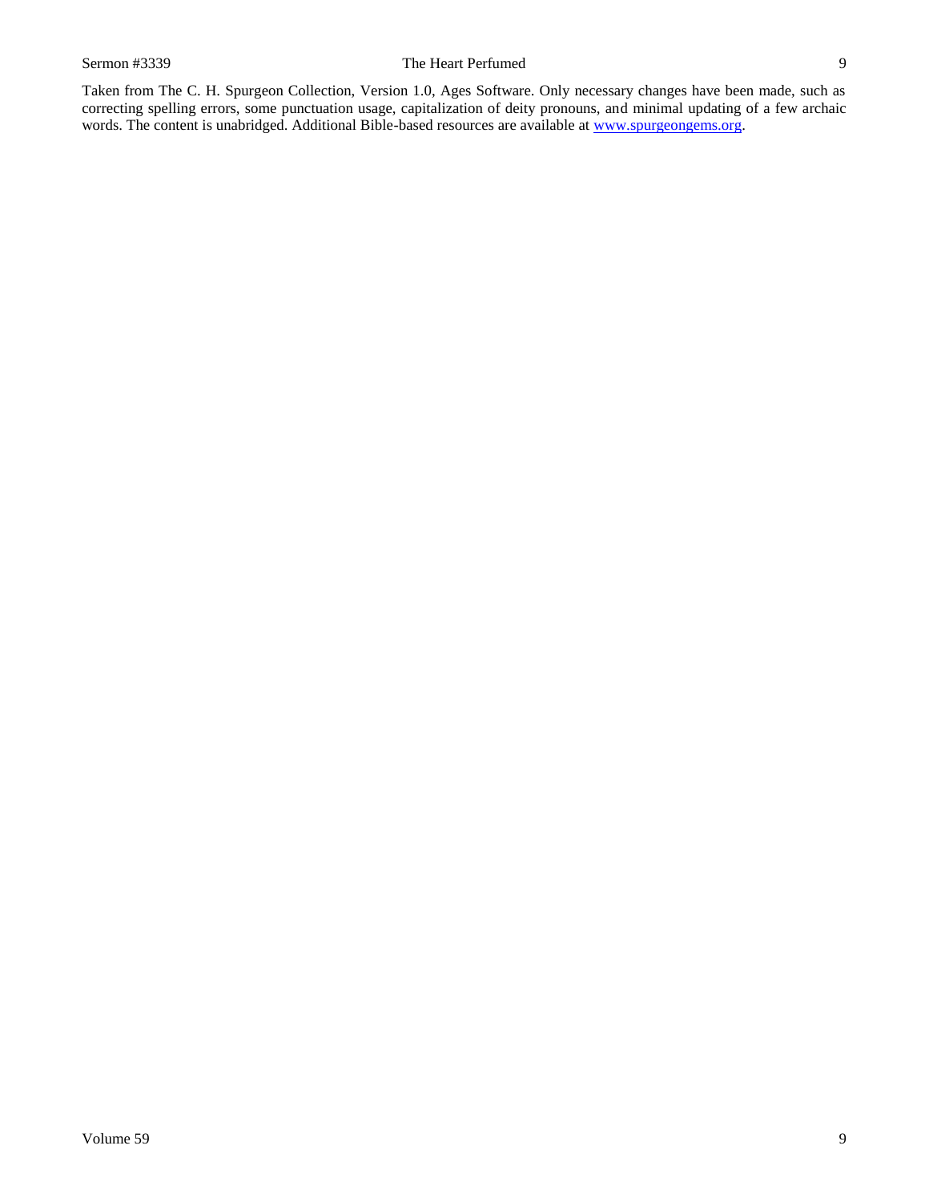Taken from The C. H. Spurgeon Collection, Version 1.0, Ages Software. Only necessary changes have been made, such as correcting spelling errors, some punctuation usage, capitalization of deity pronouns, and minimal updating of a few archaic words. The content is unabridged. Additional Bible-based resources are available at [www.spurgeongems.org](http://www.spurgeongems.org).